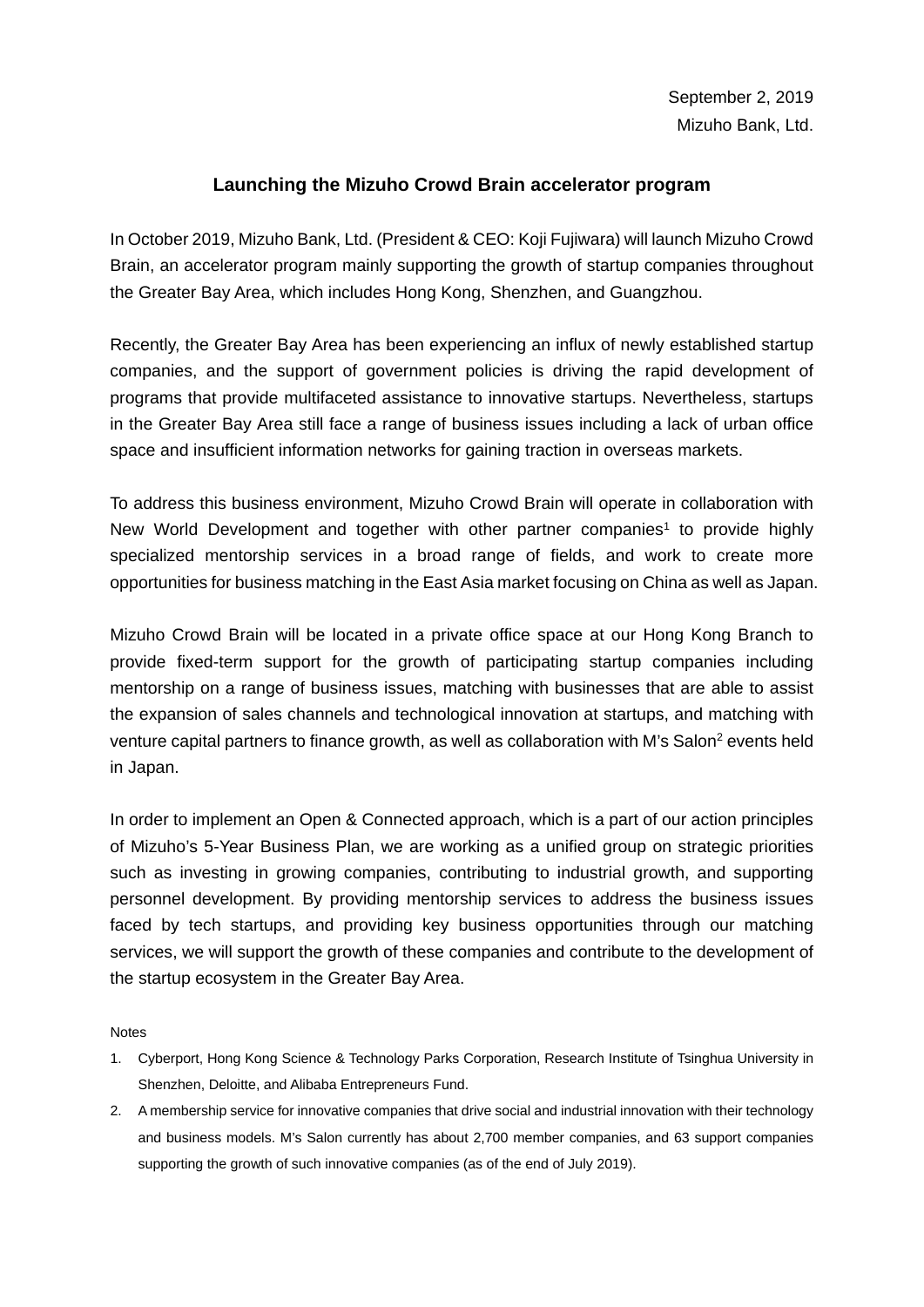September 2, 2019

Mizuho Bank, Ltd.

# Launching the Mizuho Crowd Brain accelerator program

In October 2019, Mizuho Bank, Ltd. (President & CEO: Koji Fujiwara) will launch Mizuho Crowd Brain, an accelerator program mainly supporting the growth of startup companies throughout the Greater Bay Area, which includes Hong Kong, Shenzhen, and Guangzhou.

Recently, the Greater Bay Area has been experiencing an influx of newly established startup companies, and the support of government policies is driving the rapid development of programs that provide multifaceted assistance to innovative startups. Nevertheless, startups in the Greater Bay Area still face a range of business issues including a lack of urban office space and insufficient information networks for gaining traction in overseas markets.

To address this business environment, Mizuho Crowd Brain will operate in collaboration with New World Development and together with other partner companies[1] to provide highly specialized mentorship services in a broad range of fields, and work to create more opportunities for business matching in the East Asia market focusing on China as well as Japan.

Mizuho Crowd Brain will be located in a private office space at our Hong Kong Branch to provide fixed-term support for the growth of participating startup companies including mentorship on a range of business issues, matching with businesses that are able to assist the expansion of sales channels and technological innovation at startups, and matching with venture capital partners to finance growth, as well as collaboration with M's Salon[2] events held in Japan.

In order to implement an Open & Connected approach, which is a part of our action principles of Mizuho's 5-Year Business Plan, we are working as a unified group on strategic priorities such as investing in growing companies, contributing to industrial growth, and supporting personnel development. By providing mentorship services to address the business issues faced by tech startups, and providing key business opportunities through our matching services, we will support the growth of these companies and contribute to the development of the startup ecosystem in the Greater Bay Area.

Notes

1. Cyberport, Hong Kong Science & Technology Parks Corporation, Research Institute of Tsinghua University in Shenzhen, Deloitte, and Alibaba Entrepreneurs Fund.
2. A membership service for innovative companies that drive social and industrial innovation with their technology and business models. M's Salon currently has about 2,700 member companies, and 63 support companies supporting the growth of such innovative companies (as of the end of July 2019).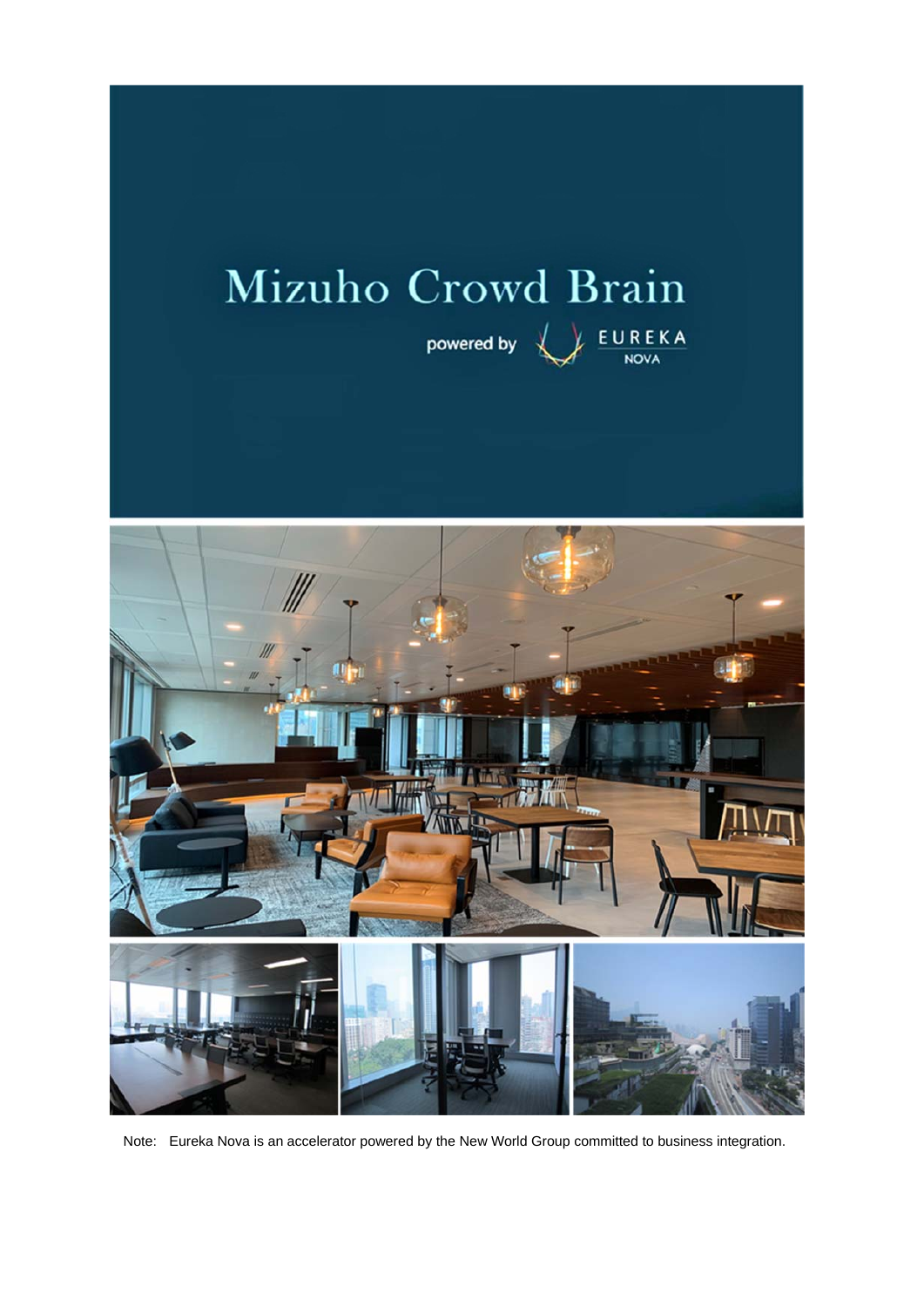Mizuho Crowd Brain

powered by EUREKA NOVA

Note: Eureka Nova is an accelerator powered by the New World Group committed to business integration.